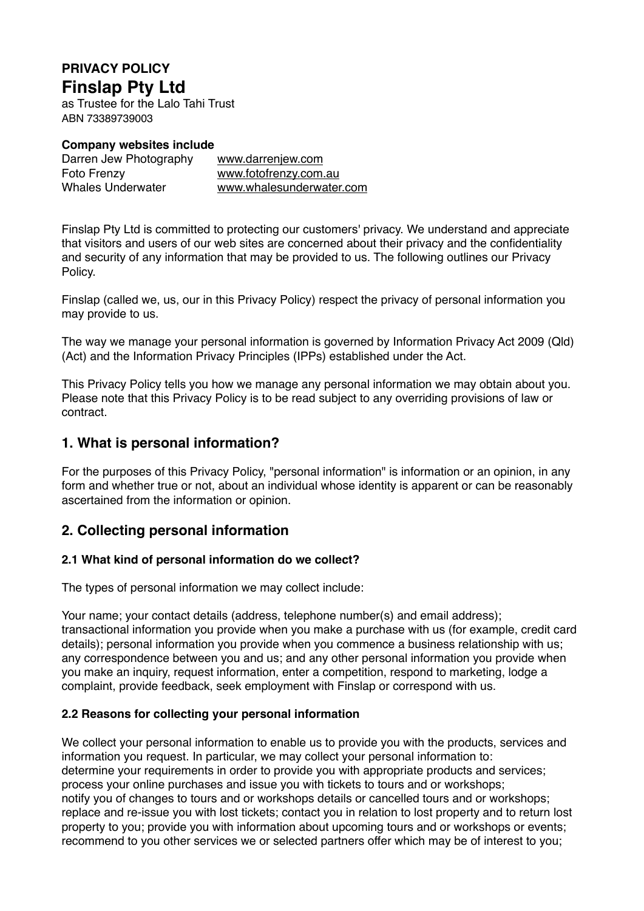**PRIVACY POLICY**

# Finslap Pty Ltd

as Trustee for the Lalo Tahi Trust
ABN 73389739003

**Company websites include**

| | |
|---|---|
| Darren Jew Photography | www.darrenjew.com |
| Foto Frenzy | www.fotofrenzy.com.au |
| Whales Underwater | www.whalesunderwater.com |

Finslap Pty Ltd is committed to protecting our customers' privacy. We understand and appreciate that visitors and users of our web sites are concerned about their privacy and the confidentiality and security of any information that may be provided to us. The following outlines our Privacy Policy.

Finslap (called we, us, our in this Privacy Policy) respect the privacy of personal information you may provide to us.

The way we manage your personal information is governed by Information Privacy Act 2009 (Qld) (Act) and the Information Privacy Principles (IPPs) established under the Act.

This Privacy Policy tells you how we manage any personal information we may obtain about you. Please note that this Privacy Policy is to be read subject to any overriding provisions of law or contract.

## 1. What is personal information?

For the purposes of this Privacy Policy, "personal information" is information or an opinion, in any form and whether true or not, about an individual whose identity is apparent or can be reasonably ascertained from the information or opinion.

## 2. Collecting personal information

### 2.1 What kind of personal information do we collect?

The types of personal information we may collect include:

Your name; your contact details (address, telephone number(s) and email address); transactional information you provide when you make a purchase with us (for example, credit card details); personal information you provide when you commence a business relationship with us; any correspondence between you and us; and any other personal information you provide when you make an inquiry, request information, enter a competition, respond to marketing, lodge a complaint, provide feedback, seek employment with Finslap or correspond with us.

### 2.2 Reasons for collecting your personal information

We collect your personal information to enable us to provide you with the products, services and information you request. In particular, we may collect your personal information to:
determine your requirements in order to provide you with appropriate products and services; process your online purchases and issue you with tickets to tours and or workshops;
notify you of changes to tours and or workshops details or cancelled tours and or workshops; replace and re-issue you with lost tickets; contact you in relation to lost property and to return lost property to you; provide you with information about upcoming tours and or workshops or events; recommend to you other services we or selected partners offer which may be of interest to you;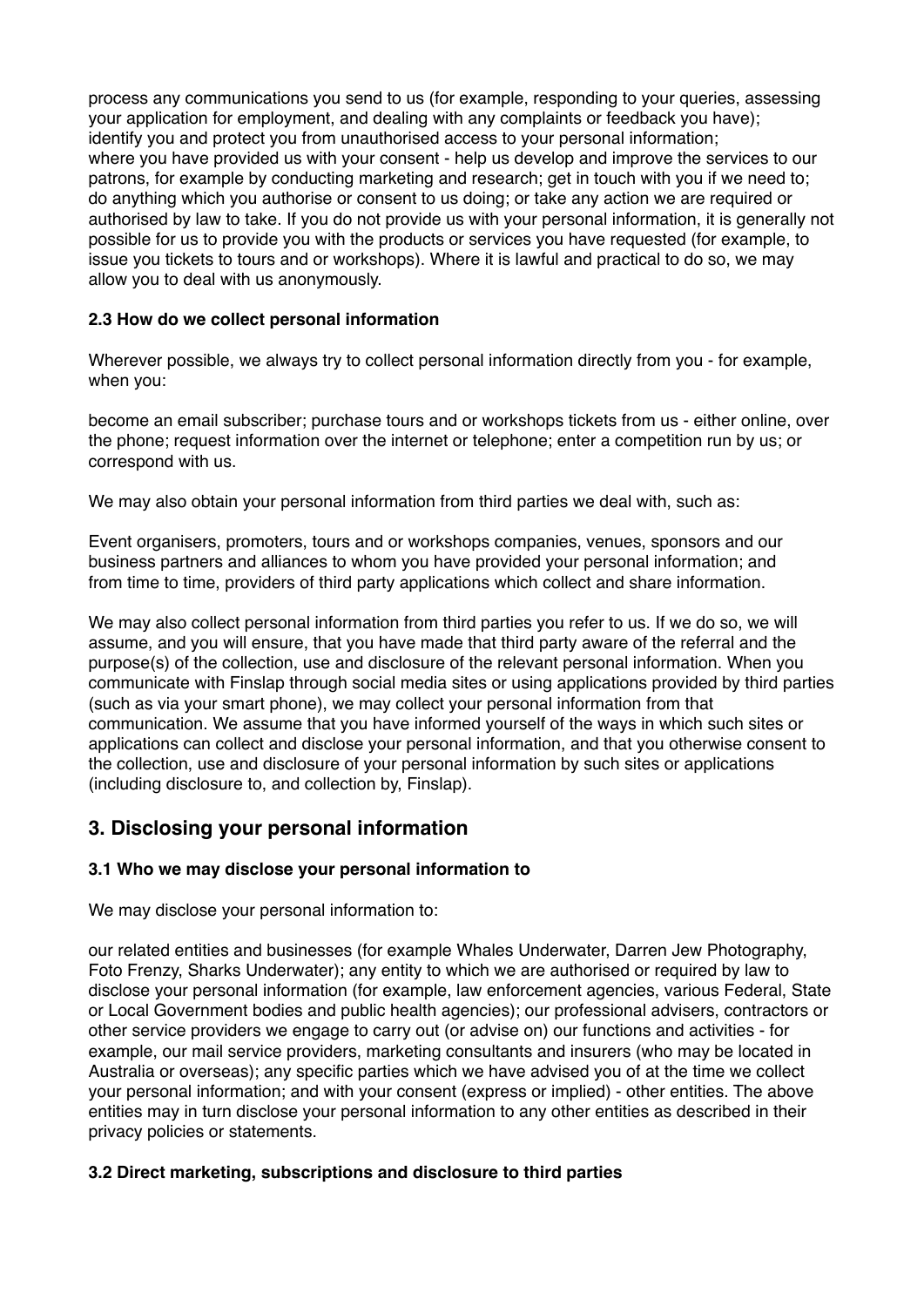process any communications you send to us (for example, responding to your queries, assessing your application for employment, and dealing with any complaints or feedback you have); identify you and protect you from unauthorised access to your personal information; where you have provided us with your consent - help us develop and improve the services to our patrons, for example by conducting marketing and research; get in touch with you if we need to; do anything which you authorise or consent to us doing; or take any action we are required or authorised by law to take. If you do not provide us with your personal information, it is generally not possible for us to provide you with the products or services you have requested (for example, to issue you tickets to tours and or workshops). Where it is lawful and practical to do so, we may allow you to deal with us anonymously.

### 2.3 How do we collect personal information

Wherever possible, we always try to collect personal information directly from you - for example, when you:

become an email subscriber; purchase tours and or workshops tickets from us - either online, over the phone; request information over the internet or telephone; enter a competition run by us; or correspond with us.

We may also obtain your personal information from third parties we deal with, such as:

Event organisers, promoters, tours and or workshops companies, venues, sponsors and our business partners and alliances to whom you have provided your personal information; and from time to time, providers of third party applications which collect and share information.

We may also collect personal information from third parties you refer to us. If we do so, we will assume, and you will ensure, that you have made that third party aware of the referral and the purpose(s) of the collection, use and disclosure of the relevant personal information. When you communicate with Finslap through social media sites or using applications provided by third parties (such as via your smart phone), we may collect your personal information from that communication. We assume that you have informed yourself of the ways in which such sites or applications can collect and disclose your personal information, and that you otherwise consent to the collection, use and disclosure of your personal information by such sites or applications (including disclosure to, and collection by, Finslap).

## 3. Disclosing your personal information

### 3.1 Who we may disclose your personal information to

We may disclose your personal information to:

our related entities and businesses (for example Whales Underwater, Darren Jew Photography, Foto Frenzy, Sharks Underwater); any entity to which we are authorised or required by law to disclose your personal information (for example, law enforcement agencies, various Federal, State or Local Government bodies and public health agencies); our professional advisers, contractors or other service providers we engage to carry out (or advise on) our functions and activities - for example, our mail service providers, marketing consultants and insurers (who may be located in Australia or overseas); any specific parties which we have advised you of at the time we collect your personal information; and with your consent (express or implied) - other entities. The above entities may in turn disclose your personal information to any other entities as described in their privacy policies or statements.

### 3.2 Direct marketing, subscriptions and disclosure to third parties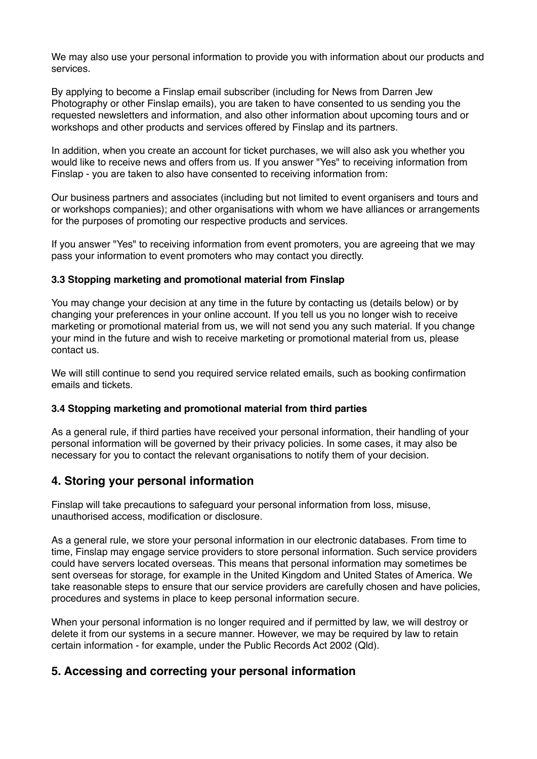We may also use your personal information to provide you with information about our products and services.

By applying to become a Finslap email subscriber (including for News from Darren Jew Photography or other Finslap emails), you are taken to have consented to us sending you the requested newsletters and information, and also other information about upcoming tours and or workshops and other products and services offered by Finslap and its partners.

In addition, when you create an account for ticket purchases, we will also ask you whether you would like to receive news and offers from us. If you answer "Yes" to receiving information from Finslap - you are taken to also have consented to receiving information from:

Our business partners and associates (including but not limited to event organisers and tours and or workshops companies); and other organisations with whom we have alliances or arrangements for the purposes of promoting our respective products and services.

If you answer "Yes" to receiving information from event promoters, you are agreeing that we may pass your information to event promoters who may contact you directly.

#### 3.3 Stopping marketing and promotional material from Finslap

You may change your decision at any time in the future by contacting us (details below) or by changing your preferences in your online account. If you tell us you no longer wish to receive marketing or promotional material from us, we will not send you any such material. If you change your mind in the future and wish to receive marketing or promotional material from us, please contact us.

We will still continue to send you required service related emails, such as booking confirmation emails and tickets.

#### 3.4 Stopping marketing and promotional material from third parties

As a general rule, if third parties have received your personal information, their handling of your personal information will be governed by their privacy policies. In some cases, it may also be necessary for you to contact the relevant organisations to notify them of your decision.

## 4. Storing your personal information

Finslap will take precautions to safeguard your personal information from loss, misuse, unauthorised access, modification or disclosure.

As a general rule, we store your personal information in our electronic databases. From time to time, Finslap may engage service providers to store personal information. Such service providers could have servers located overseas. This means that personal information may sometimes be sent overseas for storage, for example in the United Kingdom and United States of America. We take reasonable steps to ensure that our service providers are carefully chosen and have policies, procedures and systems in place to keep personal information secure.

When your personal information is no longer required and if permitted by law, we will destroy or delete it from our systems in a secure manner. However, we may be required by law to retain certain information - for example, under the Public Records Act 2002 (Qld).

## 5. Accessing and correcting your personal information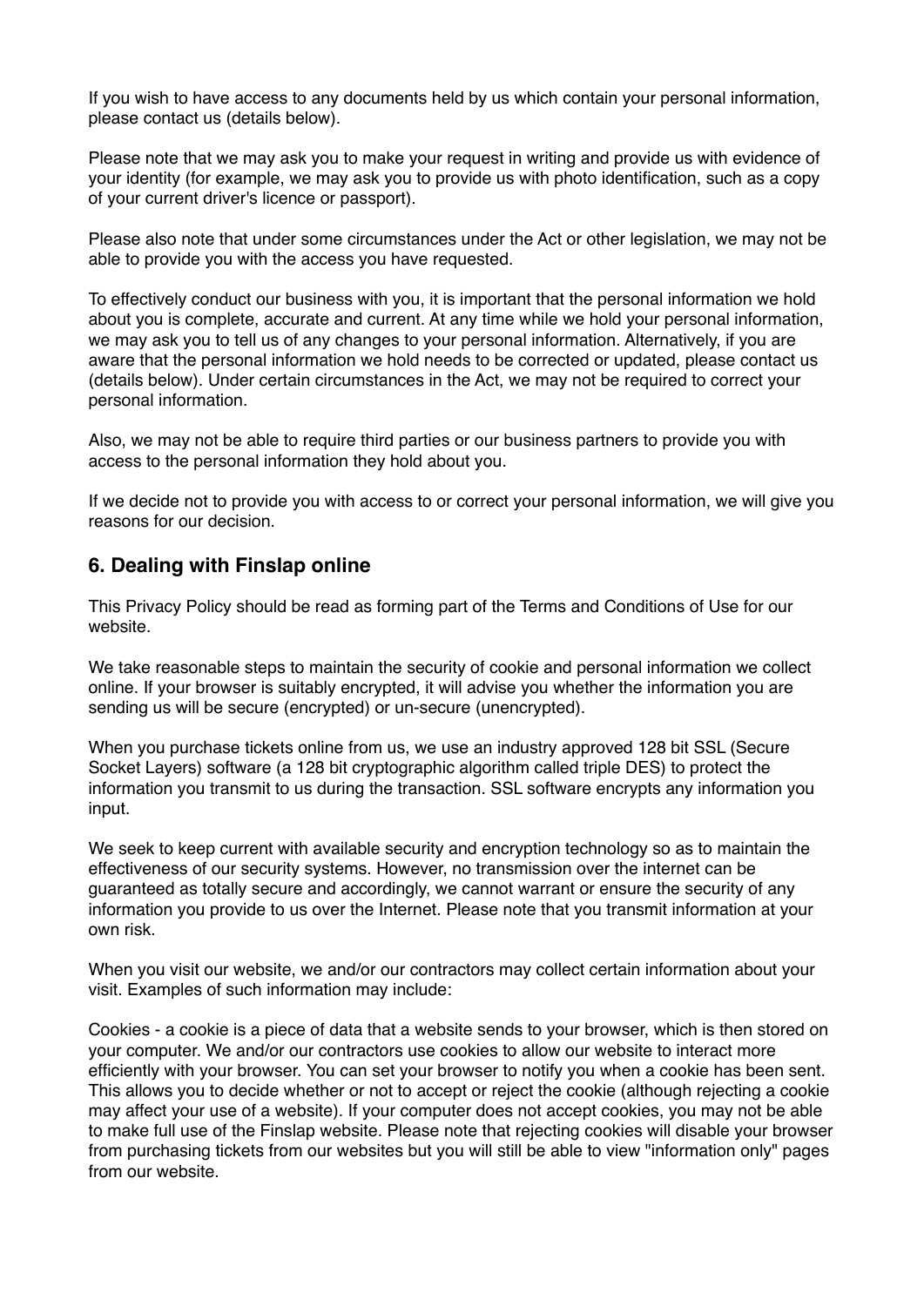If you wish to have access to any documents held by us which contain your personal information, please contact us (details below).

Please note that we may ask you to make your request in writing and provide us with evidence of your identity (for example, we may ask you to provide us with photo identification, such as a copy of your current driver's licence or passport).

Please also note that under some circumstances under the Act or other legislation, we may not be able to provide you with the access you have requested.

To effectively conduct our business with you, it is important that the personal information we hold about you is complete, accurate and current. At any time while we hold your personal information, we may ask you to tell us of any changes to your personal information. Alternatively, if you are aware that the personal information we hold needs to be corrected or updated, please contact us (details below). Under certain circumstances in the Act, we may not be required to correct your personal information.

Also, we may not be able to require third parties or our business partners to provide you with access to the personal information they hold about you.

If we decide not to provide you with access to or correct your personal information, we will give you reasons for our decision.

## 6. Dealing with Finslap online

This Privacy Policy should be read as forming part of the Terms and Conditions of Use for our website.

We take reasonable steps to maintain the security of cookie and personal information we collect online. If your browser is suitably encrypted, it will advise you whether the information you are sending us will be secure (encrypted) or un-secure (unencrypted).

When you purchase tickets online from us, we use an industry approved 128 bit SSL (Secure Socket Layers) software (a 128 bit cryptographic algorithm called triple DES) to protect the information you transmit to us during the transaction. SSL software encrypts any information you input.

We seek to keep current with available security and encryption technology so as to maintain the effectiveness of our security systems. However, no transmission over the internet can be guaranteed as totally secure and accordingly, we cannot warrant or ensure the security of any information you provide to us over the Internet. Please note that you transmit information at your own risk.

When you visit our website, we and/or our contractors may collect certain information about your visit. Examples of such information may include:

Cookies - a cookie is a piece of data that a website sends to your browser, which is then stored on your computer. We and/or our contractors use cookies to allow our website to interact more efficiently with your browser. You can set your browser to notify you when a cookie has been sent. This allows you to decide whether or not to accept or reject the cookie (although rejecting a cookie may affect your use of a website). If your computer does not accept cookies, you may not be able to make full use of the Finslap website. Please note that rejecting cookies will disable your browser from purchasing tickets from our websites but you will still be able to view "information only" pages from our website.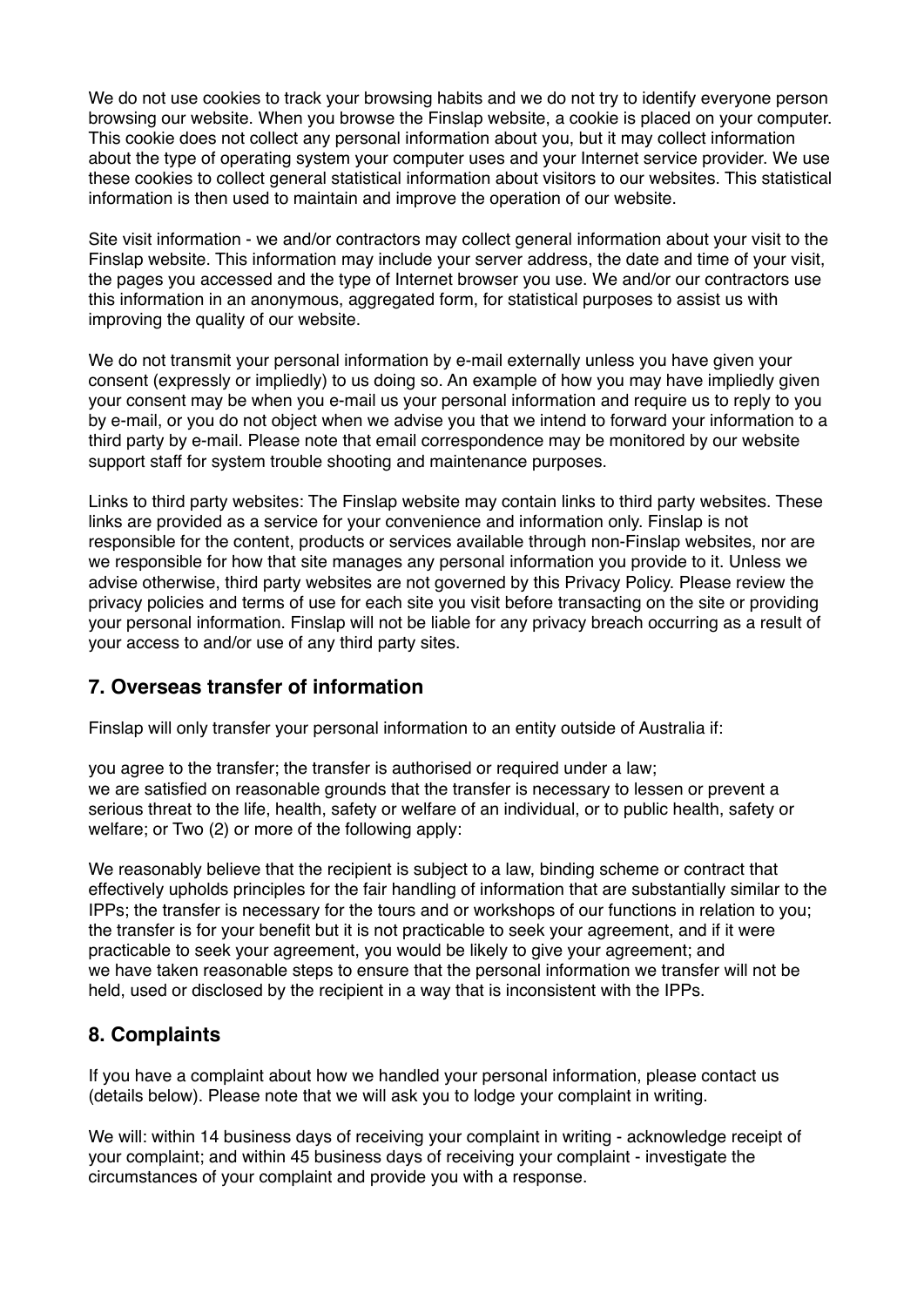We do not use cookies to track your browsing habits and we do not try to identify everyone person browsing our website. When you browse the Finslap website, a cookie is placed on your computer. This cookie does not collect any personal information about you, but it may collect information about the type of operating system your computer uses and your Internet service provider. We use these cookies to collect general statistical information about visitors to our websites. This statistical information is then used to maintain and improve the operation of our website.

Site visit information - we and/or contractors may collect general information about your visit to the Finslap website. This information may include your server address, the date and time of your visit, the pages you accessed and the type of Internet browser you use. We and/or our contractors use this information in an anonymous, aggregated form, for statistical purposes to assist us with improving the quality of our website.

We do not transmit your personal information by e-mail externally unless you have given your consent (expressly or impliedly) to us doing so. An example of how you may have impliedly given your consent may be when you e-mail us your personal information and require us to reply to you by e-mail, or you do not object when we advise you that we intend to forward your information to a third party by e-mail. Please note that email correspondence may be monitored by our website support staff for system trouble shooting and maintenance purposes.

Links to third party websites: The Finslap website may contain links to third party websites. These links are provided as a service for your convenience and information only. Finslap is not responsible for the content, products or services available through non-Finslap websites, nor are we responsible for how that site manages any personal information you provide to it. Unless we advise otherwise, third party websites are not governed by this Privacy Policy. Please review the privacy policies and terms of use for each site you visit before transacting on the site or providing your personal information. Finslap will not be liable for any privacy breach occurring as a result of your access to and/or use of any third party sites.

## 7. Overseas transfer of information

Finslap will only transfer your personal information to an entity outside of Australia if:

you agree to the transfer; the transfer is authorised or required under a law;
we are satisfied on reasonable grounds that the transfer is necessary to lessen or prevent a serious threat to the life, health, safety or welfare of an individual, or to public health, safety or welfare; or Two (2) or more of the following apply:

We reasonably believe that the recipient is subject to a law, binding scheme or contract that effectively upholds principles for the fair handling of information that are substantially similar to the IPPs; the transfer is necessary for the tours and or workshops of our functions in relation to you; the transfer is for your benefit but it is not practicable to seek your agreement, and if it were practicable to seek your agreement, you would be likely to give your agreement; and
we have taken reasonable steps to ensure that the personal information we transfer will not be held, used or disclosed by the recipient in a way that is inconsistent with the IPPs.

## 8. Complaints

If you have a complaint about how we handled your personal information, please contact us (details below). Please note that we will ask you to lodge your complaint in writing.

We will: within 14 business days of receiving your complaint in writing - acknowledge receipt of your complaint; and within 45 business days of receiving your complaint - investigate the circumstances of your complaint and provide you with a response.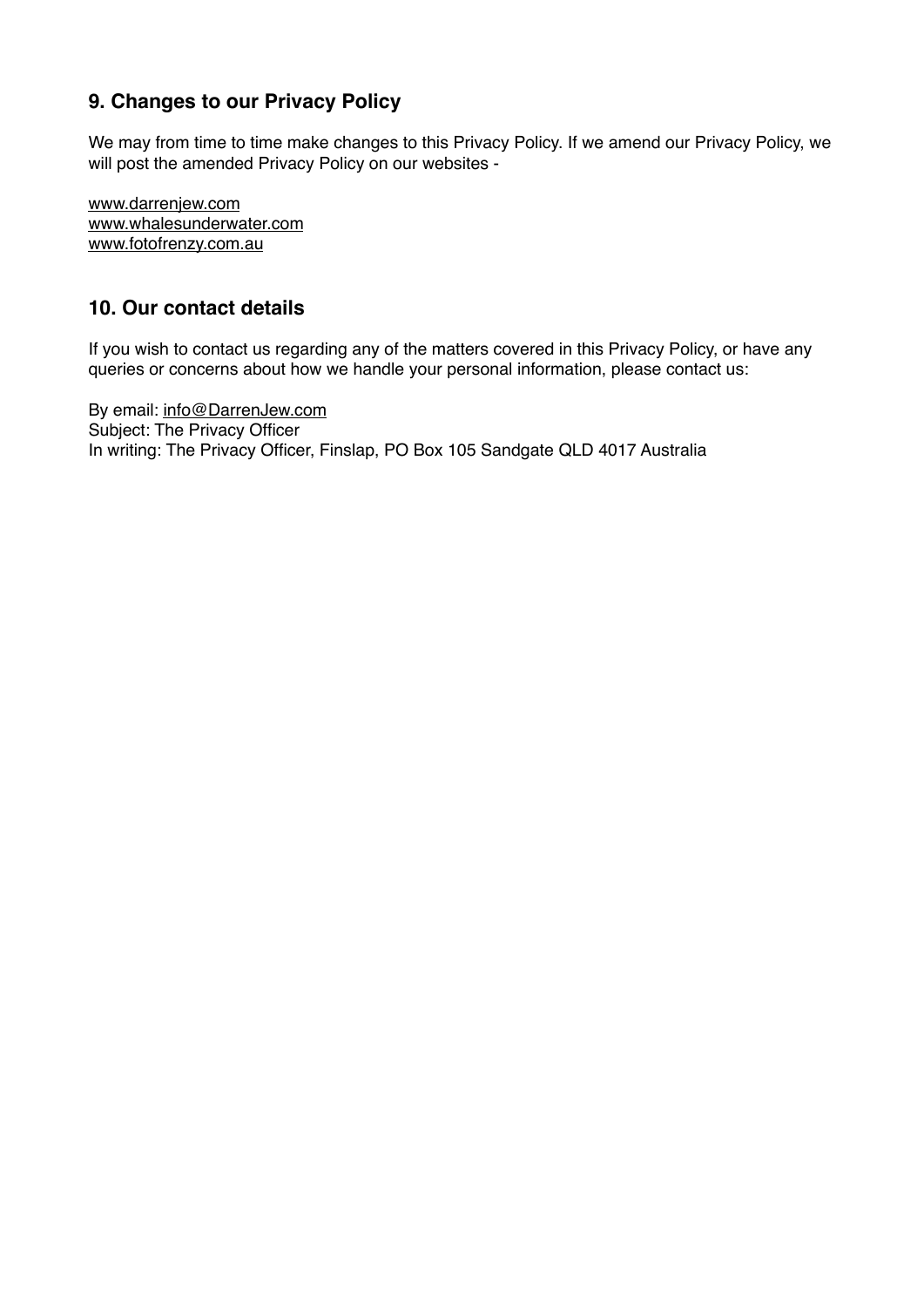## 9. Changes to our Privacy Policy

We may from time to time make changes to this Privacy Policy. If we amend our Privacy Policy, we will post the amended Privacy Policy on our websites -

www.darrenjew.com
www.whalesunderwater.com
www.fotofrenzy.com.au

## 10. Our contact details

If you wish to contact us regarding any of the matters covered in this Privacy Policy, or have any queries or concerns about how we handle your personal information, please contact us:

By email: info@DarrenJew.com
Subject: The Privacy Officer
In writing: The Privacy Officer, Finslap, PO Box 105 Sandgate QLD 4017 Australia